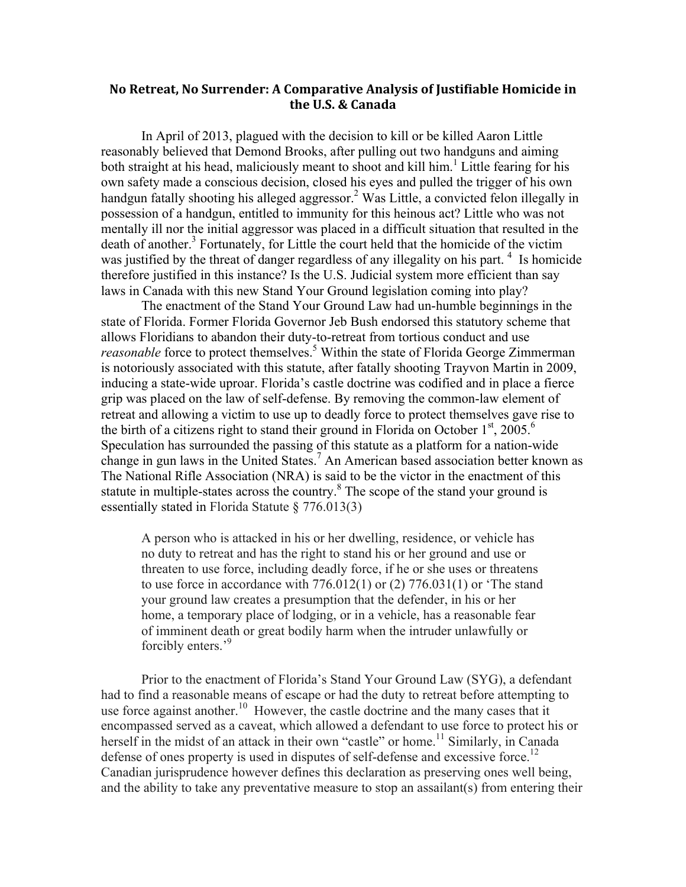# No Retreat, No Surrender: A Comparative Analysis of Justifiable Homicide in the U.S. & Canada

In April of 2013, plagued with the decision to kill or be killed Aaron Little reasonably believed that Demond Brooks, after pulling out two handguns and aiming both straight at his head, maliciously meant to shoot and kill him.[1] Little fearing for his own safety made a conscious decision, closed his eyes and pulled the trigger of his own handgun fatally shooting his alleged aggressor.[2] Was Little, a convicted felon illegally in possession of a handgun, entitled to immunity for this heinous act? Little who was not mentally ill nor the initial aggressor was placed in a difficult situation that resulted in the death of another.[3] Fortunately, for Little the court held that the homicide of the victim was justified by the threat of danger regardless of any illegality on his part. [4] Is homicide therefore justified in this instance? Is the U.S. Judicial system more efficient than say laws in Canada with this new Stand Your Ground legislation coming into play?

The enactment of the Stand Your Ground Law had un-humble beginnings in the state of Florida. Former Florida Governor Jeb Bush endorsed this statutory scheme that allows Floridians to abandon their duty-to-retreat from tortious conduct and use *reasonable* force to protect themselves.[5] Within the state of Florida George Zimmerman is notoriously associated with this statute, after fatally shooting Trayvon Martin in 2009, inducing a state-wide uproar. Florida's castle doctrine was codified and in place a fierce grip was placed on the law of self-defense. By removing the common-law element of retreat and allowing a victim to use up to deadly force to protect themselves gave rise to the birth of a citizens right to stand their ground in Florida on October 1st, 2005.[6] Speculation has surrounded the passing of this statute as a platform for a nation-wide change in gun laws in the United States.[7] An American based association better known as The National Rifle Association (NRA) is said to be the victor in the enactment of this statute in multiple-states across the country.[8] The scope of the stand your ground is essentially stated in Florida Statute § 776.013(3)

> A person who is attacked in his or her dwelling, residence, or vehicle has no duty to retreat and has the right to stand his or her ground and use or threaten to use force, including deadly force, if he or she uses or threatens to use force in accordance with 776.012(1) or (2) 776.031(1) or 'The stand your ground law creates a presumption that the defender, in his or her home, a temporary place of lodging, or in a vehicle, has a reasonable fear of imminent death or great bodily harm when the intruder unlawfully or forcibly enters.'[9]

Prior to the enactment of Florida's Stand Your Ground Law (SYG), a defendant had to find a reasonable means of escape or had the duty to retreat before attempting to use force against another.[10] However, the castle doctrine and the many cases that it encompassed served as a caveat, which allowed a defendant to use force to protect his or herself in the midst of an attack in their own "castle" or home.[11] Similarly, in Canada defense of ones property is used in disputes of self-defense and excessive force.[12] Canadian jurisprudence however defines this declaration as preserving ones well being, and the ability to take any preventative measure to stop an assailant(s) from entering their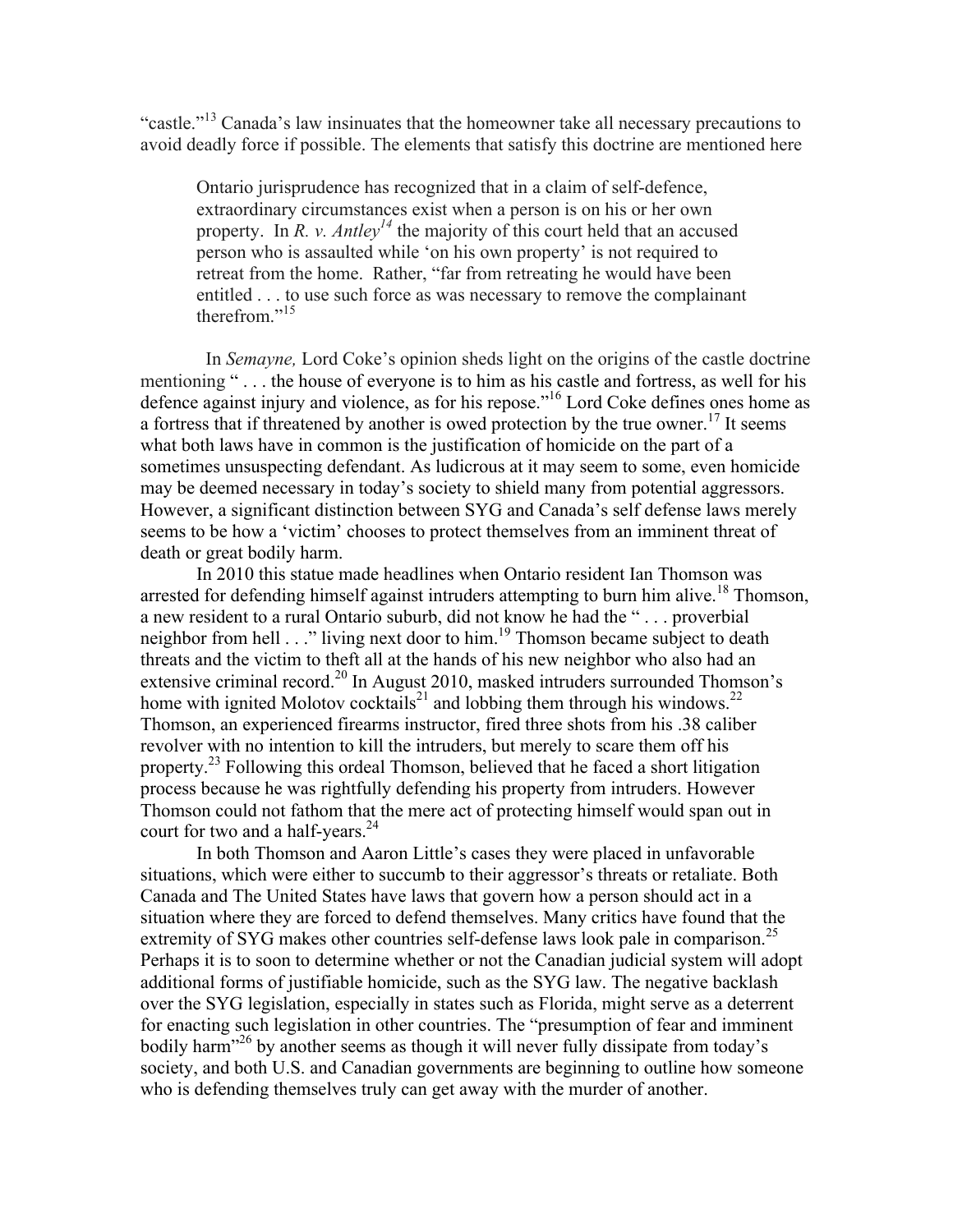"castle."[13] Canada's law insinuates that the homeowner take all necessary precautions to avoid deadly force if possible. The elements that satisfy this doctrine are mentioned here

> Ontario jurisprudence has recognized that in a claim of self-defence, extraordinary circumstances exist when a person is on his or her own property. In *R. v. Antley*[14] the majority of this court held that an accused person who is assaulted while 'on his own property' is not required to retreat from the home. Rather, "far from retreating he would have been entitled . . . to use such force as was necessary to remove the complainant therefrom."[15]

In *Semayne,* Lord Coke's opinion sheds light on the origins of the castle doctrine mentioning " . . . the house of everyone is to him as his castle and fortress, as well for his defence against injury and violence, as for his repose."[16] Lord Coke defines ones home as a fortress that if threatened by another is owed protection by the true owner.[17] It seems what both laws have in common is the justification of homicide on the part of a sometimes unsuspecting defendant. As ludicrous at it may seem to some, even homicide may be deemed necessary in today's society to shield many from potential aggressors. However, a significant distinction between SYG and Canada's self defense laws merely seems to be how a 'victim' chooses to protect themselves from an imminent threat of death or great bodily harm.

In 2010 this statue made headlines when Ontario resident Ian Thomson was arrested for defending himself against intruders attempting to burn him alive.[18] Thomson, a new resident to a rural Ontario suburb, did not know he had the " . . . proverbial neighbor from hell . . ." living next door to him.[19] Thomson became subject to death threats and the victim to theft all at the hands of his new neighbor who also had an extensive criminal record.[20] In August 2010, masked intruders surrounded Thomson's home with ignited Molotov cocktails[21] and lobbing them through his windows.[22] Thomson, an experienced firearms instructor, fired three shots from his .38 caliber revolver with no intention to kill the intruders, but merely to scare them off his property.[23] Following this ordeal Thomson, believed that he faced a short litigation process because he was rightfully defending his property from intruders. However Thomson could not fathom that the mere act of protecting himself would span out in court for two and a half-years.[24]

In both Thomson and Aaron Little's cases they were placed in unfavorable situations, which were either to succumb to their aggressor's threats or retaliate. Both Canada and The United States have laws that govern how a person should act in a situation where they are forced to defend themselves. Many critics have found that the extremity of SYG makes other countries self-defense laws look pale in comparison.[25] Perhaps it is to soon to determine whether or not the Canadian judicial system will adopt additional forms of justifiable homicide, such as the SYG law. The negative backlash over the SYG legislation, especially in states such as Florida, might serve as a deterrent for enacting such legislation in other countries. The "presumption of fear and imminent bodily harm"[26] by another seems as though it will never fully dissipate from today's society, and both U.S. and Canadian governments are beginning to outline how someone who is defending themselves truly can get away with the murder of another.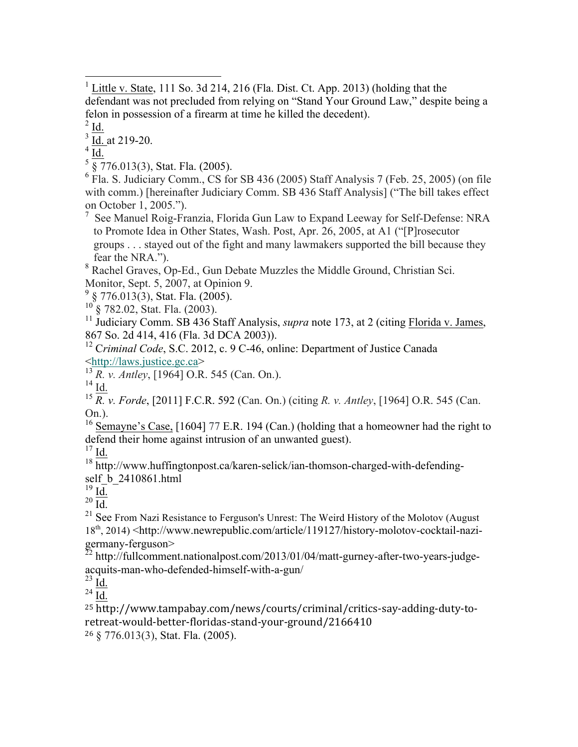[1] Little v. State, 111 So. 3d 214, 216 (Fla. Dist. Ct. App. 2013) (holding that the defendant was not precluded from relying on "Stand Your Ground Law," despite being a felon in possession of a firearm at time he killed the decedent).

[2] Id.

[3] Id. at 219-20.

[4] Id.

[5] § 776.013(3), Stat. Fla. (2005).

[6] Fla. S. Judiciary Comm., CS for SB 436 (2005) Staff Analysis 7 (Feb. 25, 2005) (on file with comm.) [hereinafter Judiciary Comm. SB 436 Staff Analysis] ("The bill takes effect on October 1, 2005.").

[7] See Manuel Roig-Franzia, Florida Gun Law to Expand Leeway for Self-Defense: NRA to Promote Idea in Other States, Wash. Post, Apr. 26, 2005, at A1 ("[P]rosecutor groups . . . stayed out of the fight and many lawmakers supported the bill because they fear the NRA.").

[8] Rachel Graves, Op-Ed., Gun Debate Muzzles the Middle Ground, Christian Sci. Monitor, Sept. 5, 2007, at Opinion 9.

[9] § 776.013(3), Stat. Fla. (2005).

[10] § 782.02, Stat. Fla. (2003).

[11] Judiciary Comm. SB 436 Staff Analysis, *supra* note 173, at 2 (citing Florida v. James, 867 So. 2d 414, 416 (Fla. 3d DCA 2003)).

[12] C*riminal Code*, S.C. 2012, c. 9 C-46, online: Department of Justice Canada <http://laws.justice.gc.ca>

[13] *R. v. Antley*, [1964] O.R. 545 (Can. On.).

[14] Id.

[15] *R. v. Forde*, [2011] F.C.R. 592 (Can. On.) (citing *R. v. Antley*, [1964] O.R. 545 (Can. On.).

[16] Semayne's Case, [1604] 77 E.R. 194 (Can.) (holding that a homeowner had the right to defend their home against intrusion of an unwanted guest).

[17] Id.

[18] http://www.huffingtonpost.ca/karen-selick/ian-thomson-charged-with-defending-self_b_2410861.html

[19] Id.

[20] Id.

[21] See From Nazi Resistance to Ferguson's Unrest: The Weird History of the Molotov (August 18th, 2014) <http://www.newrepublic.com/article/119127/history-molotov-cocktail-nazi-germany-ferguson>

[22] http://fullcomment.nationalpost.com/2013/01/04/matt-gurney-after-two-years-judge-acquits-man-who-defended-himself-with-a-gun/

[23] Id.

[24] Id.

[25] http://www.tampabay.com/news/courts/criminal/critics-say-adding-duty-to-retreat-would-better-floridas-stand-your-ground/2166410

[26] § 776.013(3), Stat. Fla. (2005).